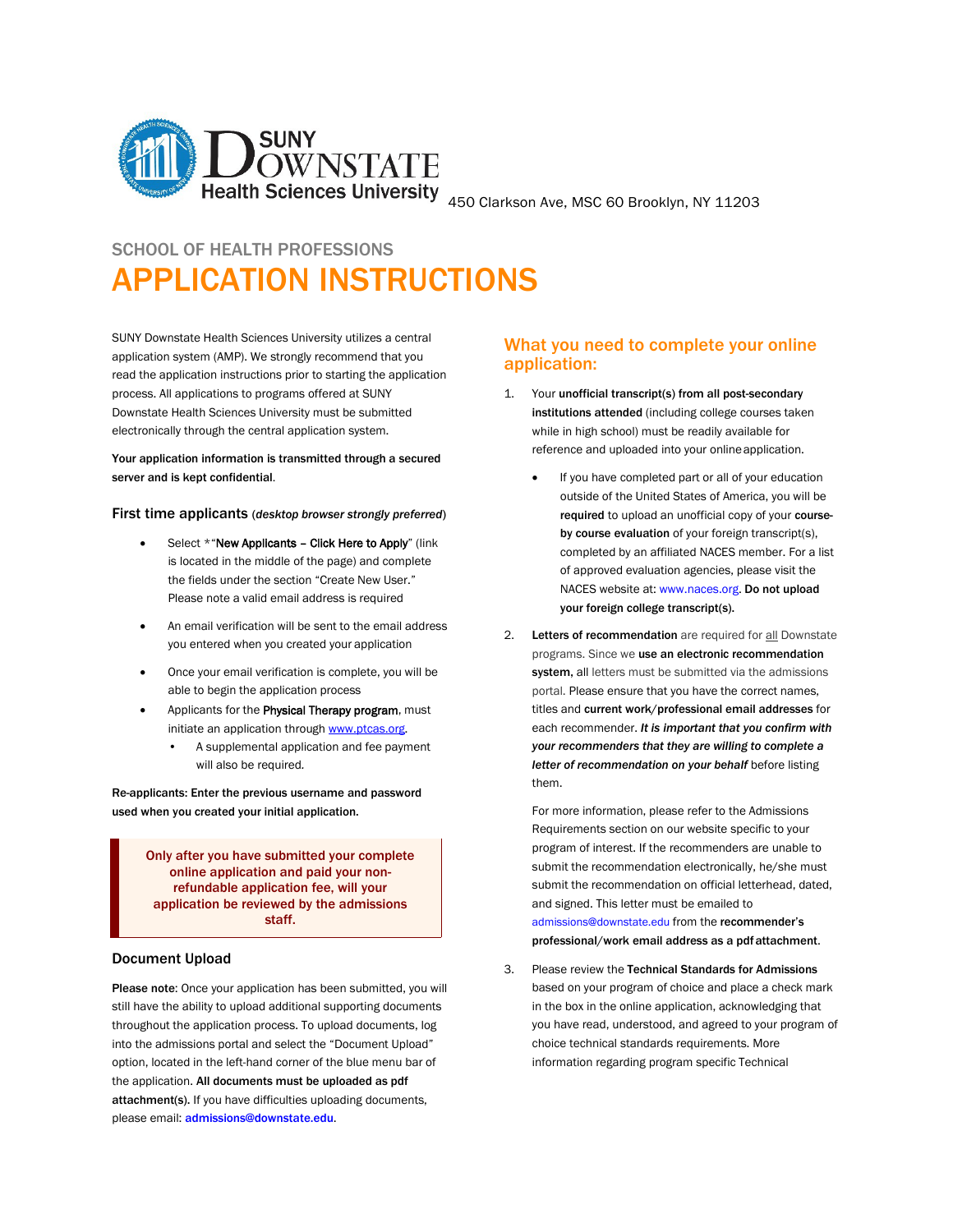SUNY DOWNSTATE Health Sciences University 450 Clarkson Ave, MSC 60 Brooklyn, NY 11203

## SCHOOL OF HEALTH PROFESSIONS

# APPLICATION INSTRUCTIONS

SUNY Downstate Health Sciences University utilizes a central application system (AMP). We strongly recommend that you read the application instructions prior to starting the application process. All applications to programs offered at SUNY Downstate Health Sciences University must be submitted electronically through the central application system.

**Your application information is transmitted through a secured server and is kept confidential**.

### First time applicants (*desktop browser strongly preferred*)

- Select *"**New Applicants – Click Here to Apply**" (link is located in the middle of the page) and complete the fields under the section "Create New User." Please note a valid email address is required
- An email verification will be sent to the email address you entered when you created your application
- Once your email verification is complete, you will be able to begin the application process
- Applicants for the **Physical Therapy program**, must initiate an application through www.ptcas.org.
  - A supplemental application and fee payment will also be required.

**Re-applicants: Enter the previous username and password used when you created your initial application.**

**Only after you have submitted your complete online application and paid your non-refundable application fee, will your application be reviewed by the admissions staff.**

### Document Upload

**Please note**: Once your application has been submitted, you will still have the ability to upload additional supporting documents throughout the application process. To upload documents, log into the admissions portal and select the "Document Upload" option, located in the left-hand corner of the blue menu bar of the application. **All documents must be uploaded as pdf attachment(s).** If you have difficulties uploading documents, please email: **admissions@downstate.edu**.

## What you need to complete your online application:

1. Your **unofficial transcript(s) from all post-secondary institutions attended** (including college courses taken while in high school) must be readily available for reference and uploaded into your online application.
   - If you have completed part or all of your education outside of the United States of America, you will be **required** to upload an unofficial copy of your **course-by course evaluation** of your foreign transcript(s), completed by an affiliated NACES member. For a list of approved evaluation agencies, please visit the NACES website at: www.naces.org. **Do not upload your foreign college transcript(s).**

2. **Letters of recommendation** are required for all Downstate programs. Since we **use an electronic recommendation system,** all letters must be submitted via the admissions portal. Please ensure that you have the correct names, titles and **current work/professional email addresses** for each recommender. ***It is important that you confirm with your recommenders that they are willing to complete a letter of recommendation on your behalf*** before listing them.

   For more information, please refer to the Admissions Requirements section on our website specific to your program of interest. If the recommenders are unable to submit the recommendation electronically, he/she must submit the recommendation on official letterhead, dated, and signed. This letter must be emailed to admissions@downstate.edu from the **recommender's professional/work email address as a pdf attachment.**

3. Please review the **Technical Standards for Admissions** based on your program of choice and place a check mark in the box in the online application, acknowledging that you have read, understood, and agreed to your program of choice technical standards requirements. More information regarding program specific Technical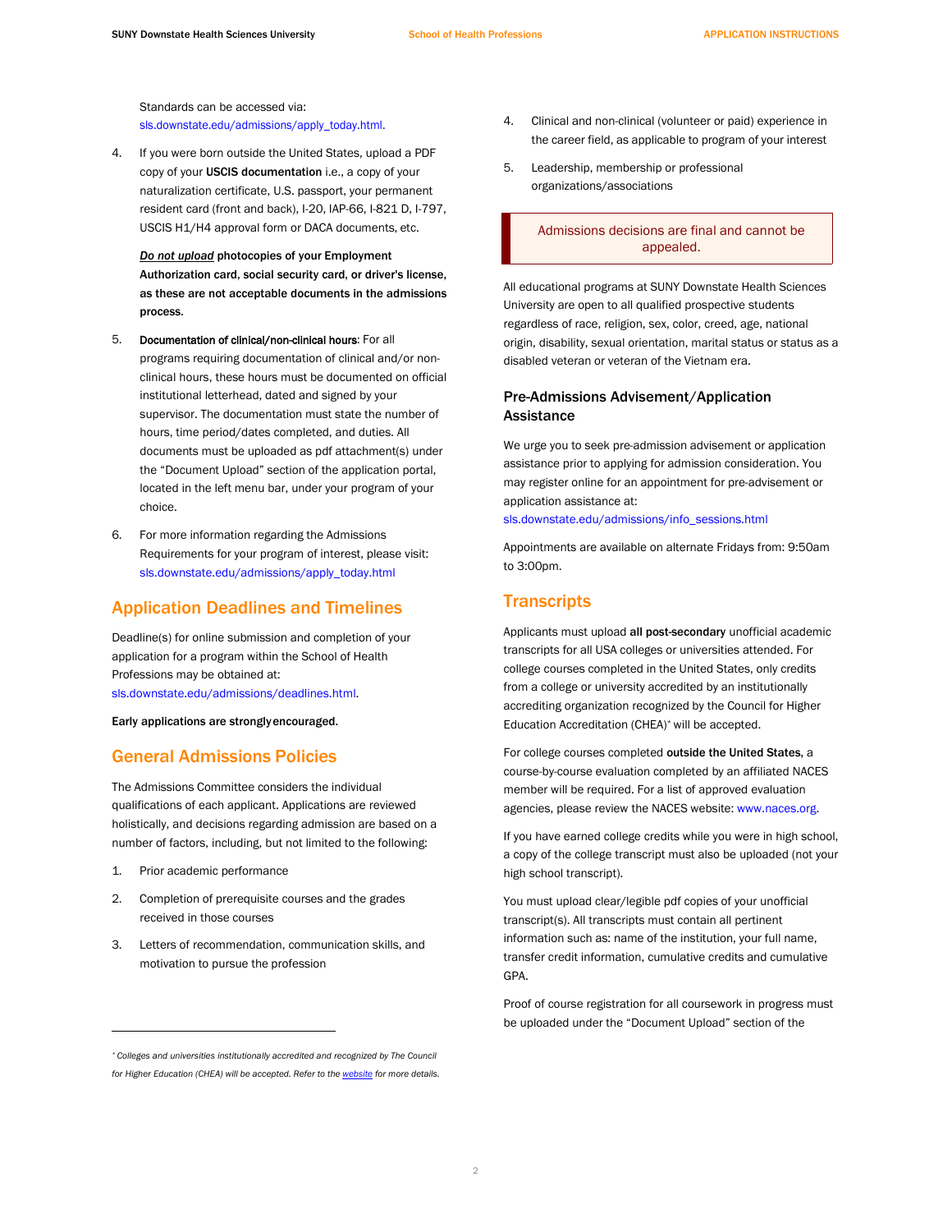Standards can be accessed via: sls.downstate.edu/admissions/apply_today.html.

4. If you were born outside the United States, upload a PDF copy of your **USCIS documentation** i.e., a copy of your naturalization certificate, U.S. passport, your permanent resident card (front and back), I-20, IAP-66, I-821 D, I-797, USCIS H1/H4 approval form or DACA documents, etc.

   ***Do not upload*** **photocopies of your Employment Authorization card, social security card, or driver's license, as these are not acceptable documents in the admissions process.**

5. **Documentation of clinical/non-clinical hours**: For all programs requiring documentation of clinical and/or non-clinical hours, these hours must be documented on official institutional letterhead, dated and signed by your supervisor. The documentation must state the number of hours, time period/dates completed, and duties. All documents must be uploaded as pdf attachment(s) under the "Document Upload" section of the application portal, located in the left menu bar, under your program of your choice.

6. For more information regarding the Admissions Requirements for your program of interest, please visit: sls.downstate.edu/admissions/apply_today.html

## Application Deadlines and Timelines

Deadline(s) for online submission and completion of your application for a program within the School of Health Professions may be obtained at: sls.downstate.edu/admissions/deadlines.html.

**Early applications are strongly encouraged.**

## General Admissions Policies

The Admissions Committee considers the individual qualifications of each applicant. Applications are reviewed holistically, and decisions regarding admission are based on a number of factors, including, but not limited to the following:

1. Prior academic performance
2. Completion of prerequisite courses and the grades received in those courses
3. Letters of recommendation, communication skills, and motivation to pursue the profession
4. Clinical and non-clinical (volunteer or paid) experience in the career field, as applicable to program of your interest
5. Leadership, membership or professional organizations/associations

> Admissions decisions are final and cannot be appealed.

All educational programs at SUNY Downstate Health Sciences University are open to all qualified prospective students regardless of race, religion, sex, color, creed, age, national origin, disability, sexual orientation, marital status or status as a disabled veteran or veteran of the Vietnam era.

### Pre-Admissions Advisement/Application Assistance

We urge you to seek pre-admission advisement or application assistance prior to applying for admission consideration. You may register online for an appointment for pre-advisement or application assistance at: sls.downstate.edu/admissions/info_sessions.html

Appointments are available on alternate Fridays from: 9:50am to 3:00pm.

## Transcripts

Applicants must upload **all post-secondary** unofficial academic transcripts for all USA colleges or universities attended. For college courses completed in the United States, only credits from a college or university accredited by an institutionally accrediting organization recognized by the Council for Higher Education Accreditation (CHEA)[*] will be accepted.

For college courses completed **outside the United States,** a course-by-course evaluation completed by an affiliated NACES member will be required. For a list of approved evaluation agencies, please review the NACES website: www.naces.org.

If you have earned college credits while you were in high school, a copy of the college transcript must also be uploaded (not your high school transcript).

You must upload clear/legible pdf copies of your unofficial transcript(s). All transcripts must contain all pertinent information such as: name of the institution, your full name, transfer credit information, cumulative credits and cumulative GPA.

Proof of course registration for all coursework in progress must be uploaded under the "Document Upload" section of the

---

*[*] Colleges and universities institutionally accredited and recognized by The Council for Higher Education (CHEA) will be accepted. Refer to the website for more details.*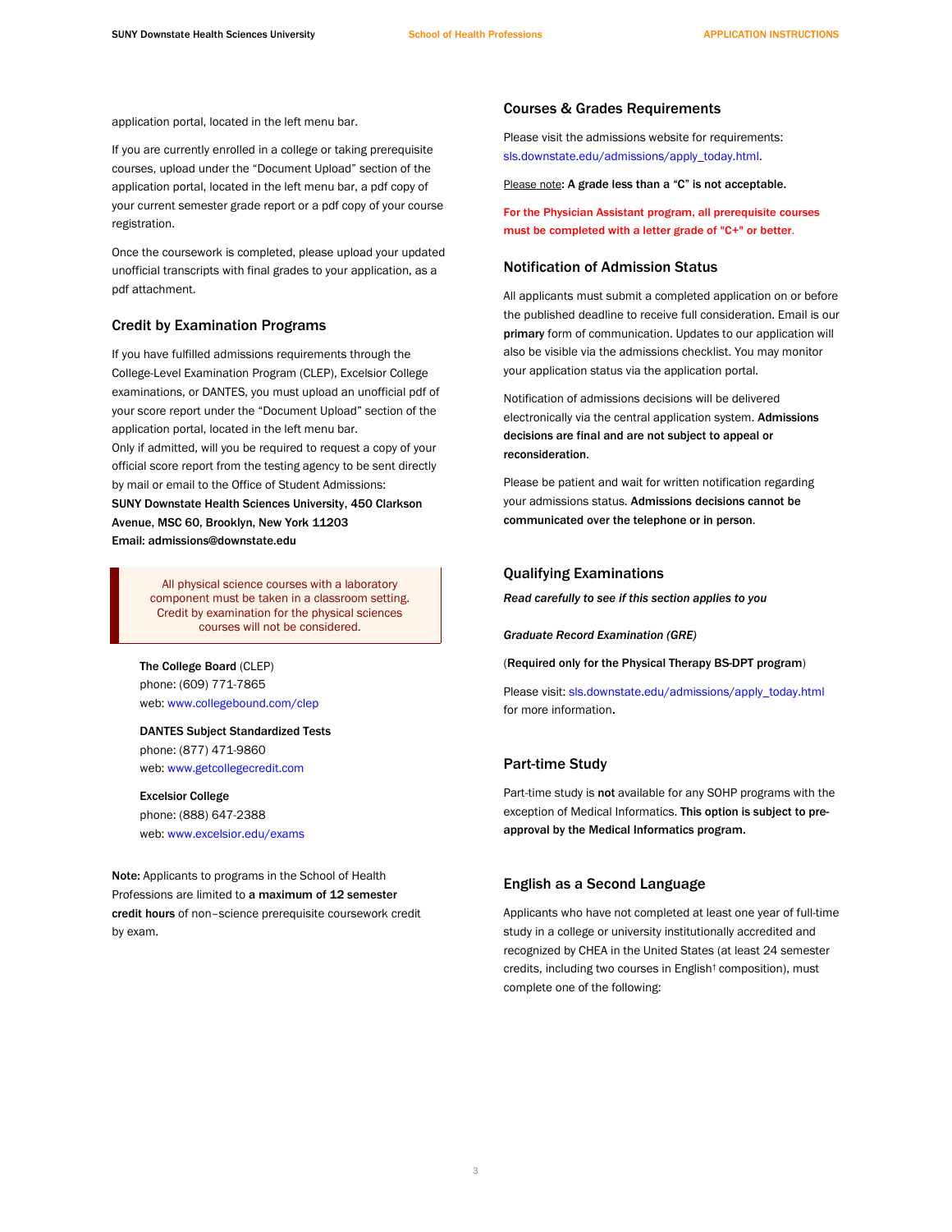application portal, located in the left menu bar.

If you are currently enrolled in a college or taking prerequisite courses, upload under the "Document Upload" section of the application portal, located in the left menu bar, a pdf copy of your current semester grade report or a pdf copy of your course registration.

Once the coursework is completed, please upload your updated unofficial transcripts with final grades to your application, as a pdf attachment.

## Credit by Examination Programs

If you have fulfilled admissions requirements through the College-Level Examination Program (CLEP), Excelsior College examinations, or DANTES, you must upload an unofficial pdf of your score report under the "Document Upload" section of the application portal, located in the left menu bar.
Only if admitted, will you be required to request a copy of your official score report from the testing agency to be sent directly by mail or email to the Office of Student Admissions:
**SUNY Downstate Health Sciences University, 450 Clarkson Avenue, MSC 60, Brooklyn, New York 11203**
**Email: admissions@downstate.edu**

> All physical science courses with a laboratory component must be taken in a classroom setting. Credit by examination for the physical sciences courses will not be considered.

**The College Board** (CLEP)
phone: (609) 771-7865
web: www.collegebound.com/clep

**DANTES Subject Standardized Tests**
phone: (877) 471-9860
web: www.getcollegecredit.com

**Excelsior College**
phone: (888) 647-2388
web: www.excelsior.edu/exams

**Note:** Applicants to programs in the School of Health Professions are limited to **a maximum of 12 semester credit hours** of non–science prerequisite coursework credit by exam.

## Courses & Grades Requirements

Please visit the admissions website for requirements: sls.downstate.edu/admissions/apply_today.html.

Please note: **A grade less than a "C" is not acceptable.**

**For the Physician Assistant program, all prerequisite courses must be completed with a letter grade of "C+" or better.**

## Notification of Admission Status

All applicants must submit a completed application on or before the published deadline to receive full consideration. Email is our **primary** form of communication. Updates to our application will also be visible via the admissions checklist. You may monitor your application status via the application portal.

Notification of admissions decisions will be delivered electronically via the central application system. **Admissions decisions are final and are not subject to appeal or reconsideration**.

Please be patient and wait for written notification regarding your admissions status. **Admissions decisions cannot be communicated over the telephone or in person**.

## Qualifying Examinations

***Read carefully to see if this section applies to you***

***Graduate Record Examination (GRE)***

(**Required only for the Physical Therapy BS-DPT program**)

Please visit: sls.downstate.edu/admissions/apply_today.html for more information.

## Part-time Study

Part-time study is **not** available for any SOHP programs with the exception of Medical Informatics. **This option is subject to pre-approval by the Medical Informatics program.**

## English as a Second Language

Applicants who have not completed at least one year of full-time study in a college or university institutionally accredited and recognized by CHEA in the United States (at least 24 semester credits, including two courses in English† composition), must complete one of the following: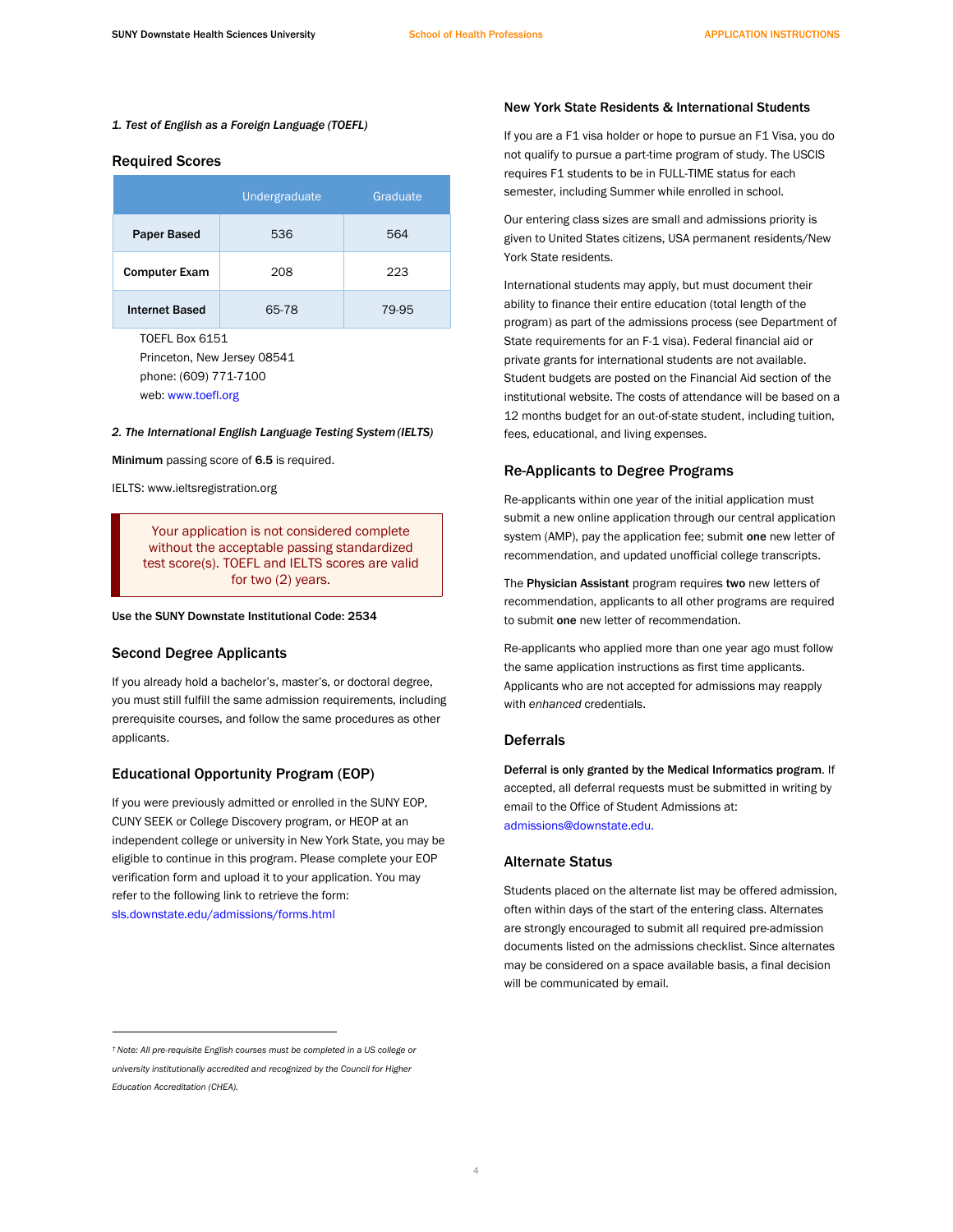*1. Test of English as a Foreign Language (TOEFL)*

### Required Scores

| | Undergraduate | Graduate |
|---|---|---|
| **Paper Based** | 536 | 564 |
| **Computer Exam** | 208 | 223 |
| **Internet Based** | 65-78 | 79-95 |

TOEFL Box 6151
Princeton, New Jersey 08541
phone: (609) 771-7100
web: www.toefl.org

***2. The International English Language Testing System (IELTS)***

**Minimum** passing score of **6.5** is required.

IELTS: www.ieltsregistration.org

> Your application is not considered complete without the acceptable passing standardized test score(s). TOEFL and IELTS scores are valid for two (2) years.

**Use the SUNY Downstate Institutional Code: 2534**

### Second Degree Applicants

If you already hold a bachelor's, master's, or doctoral degree, you must still fulfill the same admission requirements, including prerequisite courses, and follow the same procedures as other applicants.

### Educational Opportunity Program (EOP)

If you were previously admitted or enrolled in the SUNY EOP, CUNY SEEK or College Discovery program, or HEOP at an independent college or university in New York State, you may be eligible to continue in this program. Please complete your EOP verification form and upload it to your application. You may refer to the following link to retrieve the form: sls.downstate.edu/admissions/forms.html

### New York State Residents & International Students

If you are a F1 visa holder or hope to pursue an F1 Visa, you do not qualify to pursue a part-time program of study. The USCIS requires F1 students to be in FULL-TIME status for each semester, including Summer while enrolled in school.

Our entering class sizes are small and admissions priority is given to United States citizens, USA permanent residents/New York State residents.

International students may apply, but must document their ability to finance their entire education (total length of the program) as part of the admissions process (see Department of State requirements for an F-1 visa). Federal financial aid or private grants for international students are not available. Student budgets are posted on the Financial Aid section of the institutional website. The costs of attendance will be based on a 12 months budget for an out-of-state student, including tuition, fees, educational, and living expenses.

### Re-Applicants to Degree Programs

Re-applicants within one year of the initial application must submit a new online application through our central application system (AMP), pay the application fee; submit **one** new letter of recommendation, and updated unofficial college transcripts.

The **Physician Assistant** program requires **two** new letters of recommendation, applicants to all other programs are required to submit **one** new letter of recommendation.

Re-applicants who applied more than one year ago must follow the same application instructions as first time applicants. Applicants who are not accepted for admissions may reapply with *enhanced* credentials.

### Deferrals

**Deferral is only granted by the Medical Informatics program**. If accepted, all deferral requests must be submitted in writing by email to the Office of Student Admissions at: admissions@downstate.edu.

### Alternate Status

Students placed on the alternate list may be offered admission, often within days of the start of the entering class. Alternates are strongly encouraged to submit all required pre-admission documents listed on the admissions checklist. Since alternates may be considered on a space available basis, a final decision will be communicated by email.

---

*† Note: All pre-requisite English courses must be completed in a US college or university institutionally accredited and recognized by the Council for Higher Education Accreditation (CHEA).*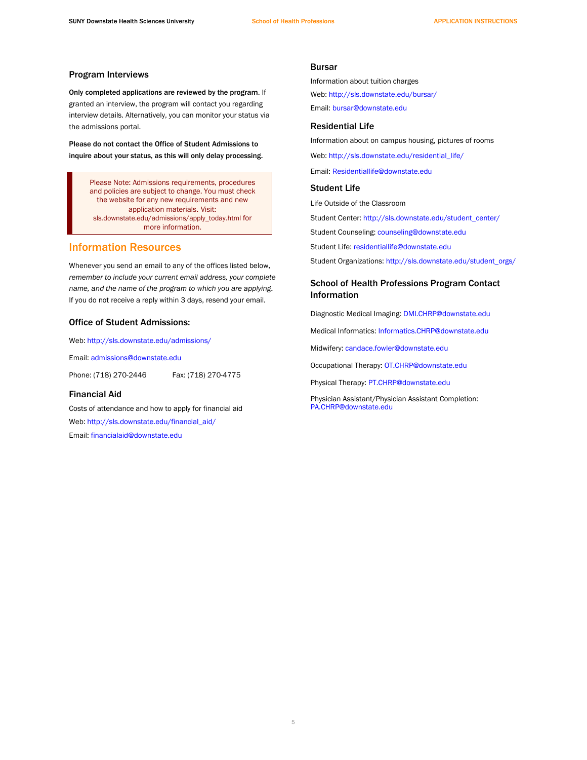### Program Interviews

**Only completed applications are reviewed by the program**. If granted an interview, the program will contact you regarding interview details. Alternatively, you can monitor your status via the admissions portal.

**Please do not contact the Office of Student Admissions to inquire about your status, as this will only delay processing.**

> Please Note: Admissions requirements, procedures and policies are subject to change. You must check the website for any new requirements and new application materials. Visit: sls.downstate.edu/admissions/apply_today.html for more information.

## Information Resources

Whenever you send an email to any of the offices listed below, *remember to include your current email address, your complete name, and the name of the program to which you are applying*. If you do not receive a reply within 3 days, resend your email.

### Office of Student Admissions:

Web: http://sls.downstate.edu/admissions/

Email: admissions@downstate.edu

Phone: (718) 270-2446 Fax: (718) 270-4775

### Financial Aid

Costs of attendance and how to apply for financial aid

Web: http://sls.downstate.edu/financial_aid/

Email: financialaid@downstate.edu

### Bursar

Information about tuition charges

Web: http://sls.downstate.edu/bursar/

Email: bursar@downstate.edu

### Residential Life

Information about on campus housing, pictures of rooms

Web: http://sls.downstate.edu/residential_life/

Email: Residentiallife@downstate.edu

### Student Life

Life Outside of the Classroom

Student Center: http://sls.downstate.edu/student_center/

Student Counseling: counseling@downstate.edu

Student Life: residentiallife@downstate.edu

Student Organizations: http://sls.downstate.edu/student_orgs/

### School of Health Professions Program Contact Information

Diagnostic Medical Imaging: DMI.CHRP@downstate.edu

Medical Informatics: Informatics.CHRP@downstate.edu

Midwifery: candace.fowler@downstate.edu

Occupational Therapy: OT.CHRP@downstate.edu

Physical Therapy: PT.CHRP@downstate.edu

Physician Assistant/Physician Assistant Completion: PA.CHRP@downstate.edu